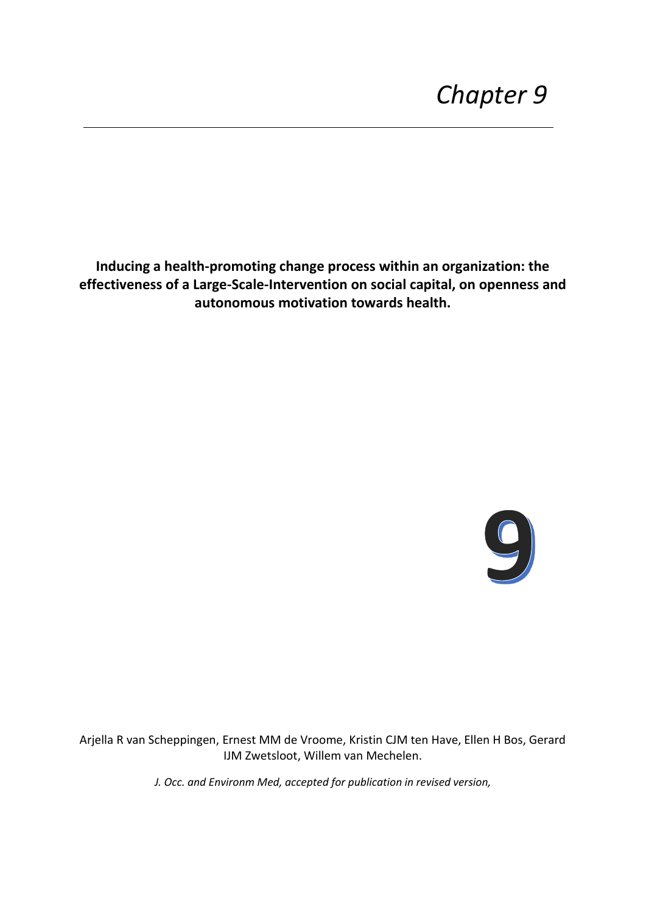# Chapter 9

**Inducing a health-promoting change process within an organization: the effectiveness of a Large-Scale-Intervention on social capital, on openness and autonomous motivation towards health.**

**9**

Arjella R van Scheppingen, Ernest MM de Vroome, Kristin CJM ten Have, Ellen H Bos, Gerard IJM Zwetsloot, Willem van Mechelen.

*J. Occ. and Environm Med, accepted for publication in revised version,*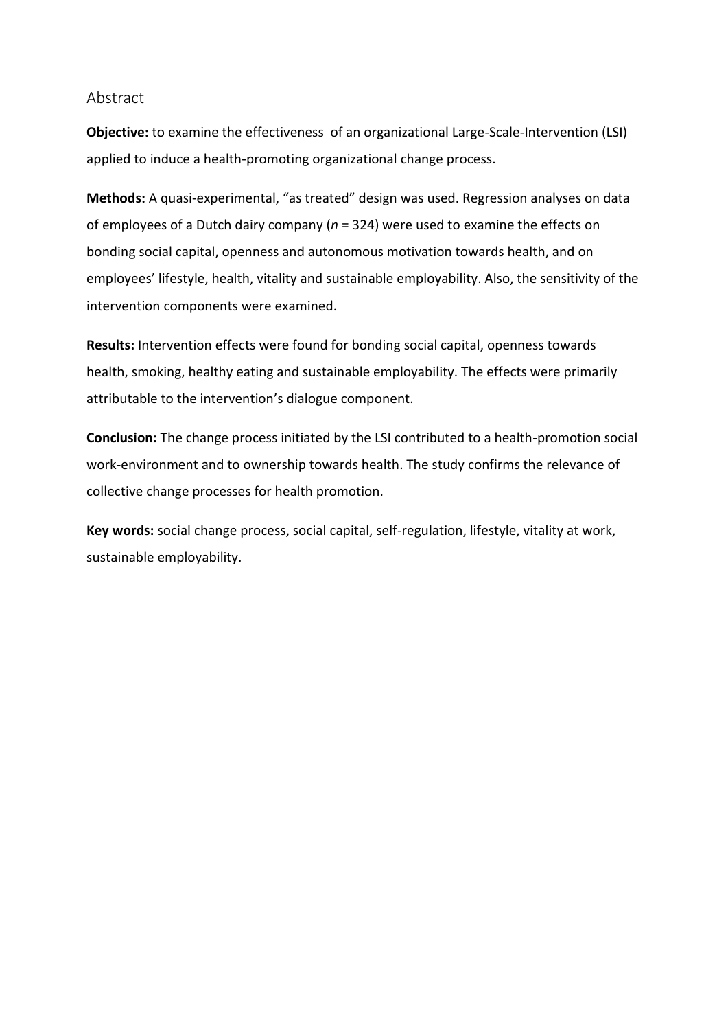## Abstract

**Objective:** to examine the effectiveness  of an organizational Large-Scale-Intervention (LSI) applied to induce a health-promoting organizational change process.

**Methods:** A quasi-experimental, "as treated" design was used. Regression analyses on data of employees of a Dutch dairy company ($n$ = 324) were used to examine the effects on bonding social capital, openness and autonomous motivation towards health, and on employees' lifestyle, health, vitality and sustainable employability. Also, the sensitivity of the intervention components were examined.

**Results:** Intervention effects were found for bonding social capital, openness towards health, smoking, healthy eating and sustainable employability. The effects were primarily attributable to the intervention's dialogue component.

**Conclusion:** The change process initiated by the LSI contributed to a health-promotion social work-environment and to ownership towards health. The study confirms the relevance of collective change processes for health promotion.

**Key words:** social change process, social capital, self-regulation, lifestyle, vitality at work, sustainable employability.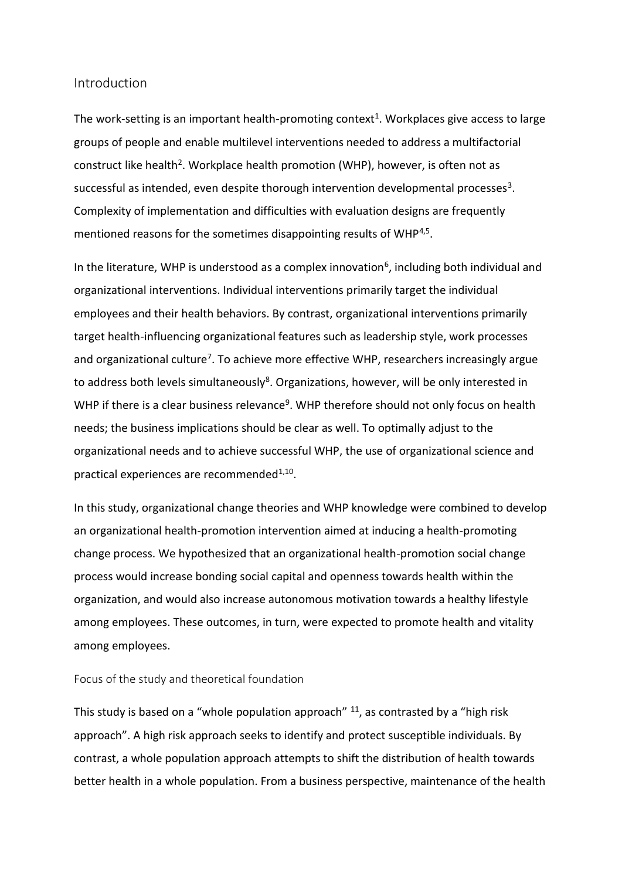## Introduction

The work-setting is an important health-promoting context[1]. Workplaces give access to large groups of people and enable multilevel interventions needed to address a multifactorial construct like health[2]. Workplace health promotion (WHP), however, is often not as successful as intended, even despite thorough intervention developmental processes[3]. Complexity of implementation and difficulties with evaluation designs are frequently mentioned reasons for the sometimes disappointing results of WHP[4,5].

In the literature, WHP is understood as a complex innovation[6], including both individual and organizational interventions. Individual interventions primarily target the individual employees and their health behaviors. By contrast, organizational interventions primarily target health-influencing organizational features such as leadership style, work processes and organizational culture[7]. To achieve more effective WHP, researchers increasingly argue to address both levels simultaneously[8]. Organizations, however, will be only interested in WHP if there is a clear business relevance[9]. WHP therefore should not only focus on health needs; the business implications should be clear as well. To optimally adjust to the organizational needs and to achieve successful WHP, the use of organizational science and practical experiences are recommended[1,10].

In this study, organizational change theories and WHP knowledge were combined to develop an organizational health-promotion intervention aimed at inducing a health-promoting change process. We hypothesized that an organizational health-promotion social change process would increase bonding social capital and openness towards health within the organization, and would also increase autonomous motivation towards a healthy lifestyle among employees. These outcomes, in turn, were expected to promote health and vitality among employees.

### Focus of the study and theoretical foundation

This study is based on a "whole population approach" [11], as contrasted by a "high risk approach". A high risk approach seeks to identify and protect susceptible individuals. By contrast, a whole population approach attempts to shift the distribution of health towards better health in a whole population. From a business perspective, maintenance of the health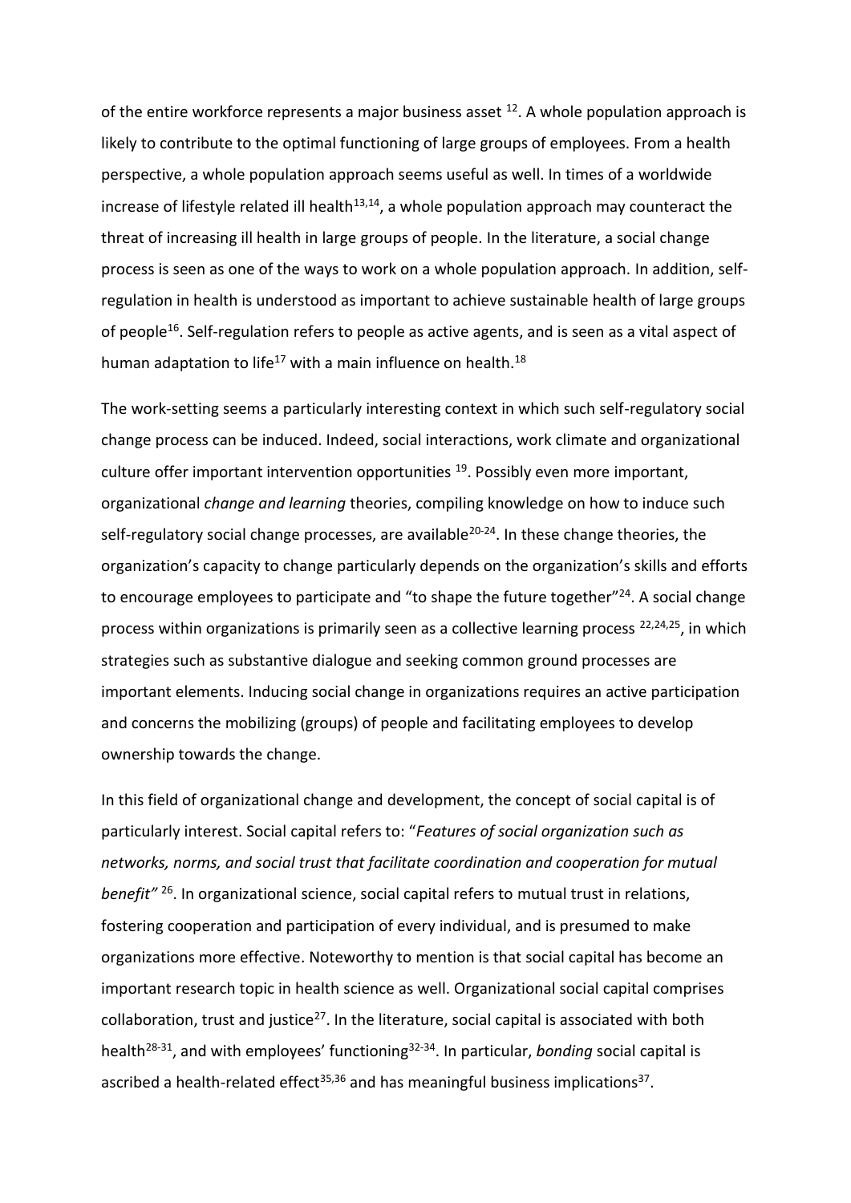of the entire workforce represents a major business asset [12]. A whole population approach is likely to contribute to the optimal functioning of large groups of employees. From a health perspective, a whole population approach seems useful as well. In times of a worldwide increase of lifestyle related ill health[13,14], a whole population approach may counteract the threat of increasing ill health in large groups of people. In the literature, a social change process is seen as one of the ways to work on a whole population approach. In addition, self-regulation in health is understood as important to achieve sustainable health of large groups of people[16]. Self-regulation refers to people as active agents, and is seen as a vital aspect of human adaptation to life[17] with a main influence on health.[18]

The work-setting seems a particularly interesting context in which such self-regulatory social change process can be induced. Indeed, social interactions, work climate and organizational culture offer important intervention opportunities [19]. Possibly even more important, organizational *change and learning* theories, compiling knowledge on how to induce such self-regulatory social change processes, are available[20-24]. In these change theories, the organization's capacity to change particularly depends on the organization's skills and efforts to encourage employees to participate and "to shape the future together"[24]. A social change process within organizations is primarily seen as a collective learning process [22,24,25], in which strategies such as substantive dialogue and seeking common ground processes are important elements. Inducing social change in organizations requires an active participation and concerns the mobilizing (groups) of people and facilitating employees to develop ownership towards the change.

In this field of organizational change and development, the concept of social capital is of particularly interest. Social capital refers to: "*Features of social organization such as networks, norms, and social trust that facilitate coordination and cooperation for mutual benefit"* [26]. In organizational science, social capital refers to mutual trust in relations, fostering cooperation and participation of every individual, and is presumed to make organizations more effective. Noteworthy to mention is that social capital has become an important research topic in health science as well. Organizational social capital comprises collaboration, trust and justice[27]. In the literature, social capital is associated with both health[28-31], and with employees' functioning[32-34]. In particular, *bonding* social capital is ascribed a health-related effect[35,36] and has meaningful business implications[37].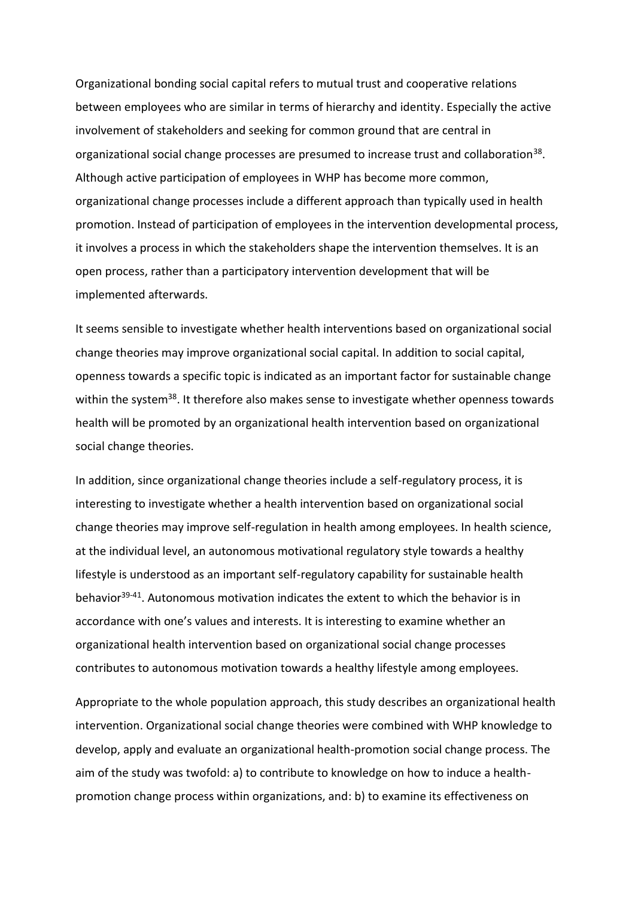Organizational bonding social capital refers to mutual trust and cooperative relations between employees who are similar in terms of hierarchy and identity. Especially the active involvement of stakeholders and seeking for common ground that are central in organizational social change processes are presumed to increase trust and collaboration[38]. Although active participation of employees in WHP has become more common, organizational change processes include a different approach than typically used in health promotion. Instead of participation of employees in the intervention developmental process, it involves a process in which the stakeholders shape the intervention themselves. It is an open process, rather than a participatory intervention development that will be implemented afterwards.

It seems sensible to investigate whether health interventions based on organizational social change theories may improve organizational social capital. In addition to social capital, openness towards a specific topic is indicated as an important factor for sustainable change within the system[38]. It therefore also makes sense to investigate whether openness towards health will be promoted by an organizational health intervention based on organizational social change theories.

In addition, since organizational change theories include a self-regulatory process, it is interesting to investigate whether a health intervention based on organizational social change theories may improve self-regulation in health among employees. In health science, at the individual level, an autonomous motivational regulatory style towards a healthy lifestyle is understood as an important self-regulatory capability for sustainable health behavior[39-41]. Autonomous motivation indicates the extent to which the behavior is in accordance with one's values and interests. It is interesting to examine whether an organizational health intervention based on organizational social change processes contributes to autonomous motivation towards a healthy lifestyle among employees.

Appropriate to the whole population approach, this study describes an organizational health intervention. Organizational social change theories were combined with WHP knowledge to develop, apply and evaluate an organizational health-promotion social change process. The aim of the study was twofold: a) to contribute to knowledge on how to induce a health-promotion change process within organizations, and: b) to examine its effectiveness on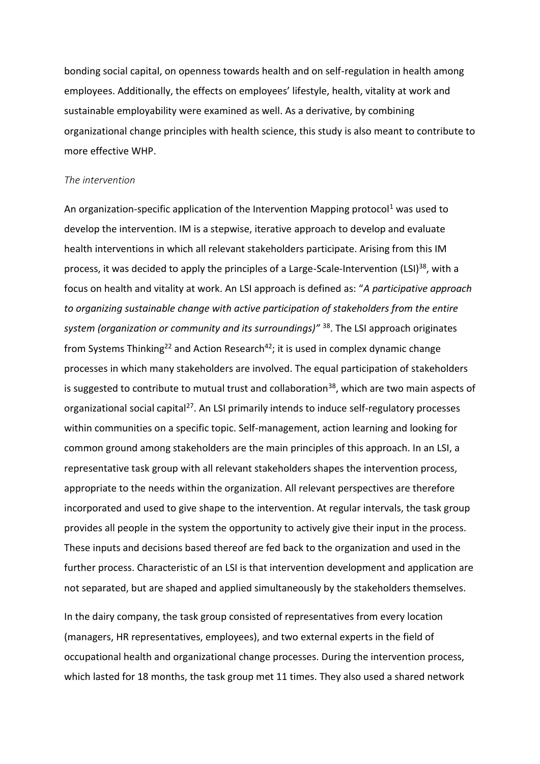bonding social capital, on openness towards health and on self-regulation in health among employees. Additionally, the effects on employees' lifestyle, health, vitality at work and sustainable employability were examined as well. As a derivative, by combining organizational change principles with health science, this study is also meant to contribute to more effective WHP.

*The intervention*

An organization-specific application of the Intervention Mapping protocol[1] was used to develop the intervention. IM is a stepwise, iterative approach to develop and evaluate health interventions in which all relevant stakeholders participate. Arising from this IM process, it was decided to apply the principles of a Large-Scale-Intervention (LSI)[38], with a focus on health and vitality at work. An LSI approach is defined as: "*A participative approach to organizing sustainable change with active participation of stakeholders from the entire system (organization or community and its surroundings)"* [38]. The LSI approach originates from Systems Thinking[22] and Action Research[42]; it is used in complex dynamic change processes in which many stakeholders are involved. The equal participation of stakeholders is suggested to contribute to mutual trust and collaboration[38], which are two main aspects of organizational social capital[27]. An LSI primarily intends to induce self-regulatory processes within communities on a specific topic. Self-management, action learning and looking for common ground among stakeholders are the main principles of this approach. In an LSI, a representative task group with all relevant stakeholders shapes the intervention process, appropriate to the needs within the organization. All relevant perspectives are therefore incorporated and used to give shape to the intervention. At regular intervals, the task group provides all people in the system the opportunity to actively give their input in the process. These inputs and decisions based thereof are fed back to the organization and used in the further process. Characteristic of an LSI is that intervention development and application are not separated, but are shaped and applied simultaneously by the stakeholders themselves.

In the dairy company, the task group consisted of representatives from every location (managers, HR representatives, employees), and two external experts in the field of occupational health and organizational change processes. During the intervention process, which lasted for 18 months, the task group met 11 times. They also used a shared network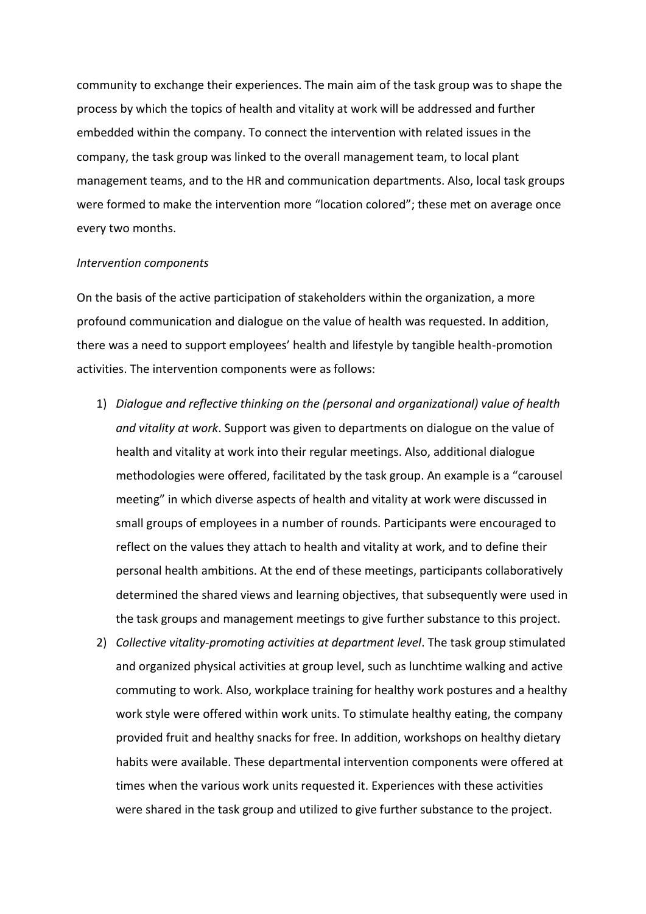community to exchange their experiences. The main aim of the task group was to shape the process by which the topics of health and vitality at work will be addressed and further embedded within the company. To connect the intervention with related issues in the company, the task group was linked to the overall management team, to local plant management teams, and to the HR and communication departments. Also, local task groups were formed to make the intervention more "location colored"; these met on average once every two months.

*Intervention components*

On the basis of the active participation of stakeholders within the organization, a more profound communication and dialogue on the value of health was requested. In addition, there was a need to support employees' health and lifestyle by tangible health-promotion activities. The intervention components were as follows:

1) *Dialogue and reflective thinking on the (personal and organizational) value of health and vitality at work*. Support was given to departments on dialogue on the value of health and vitality at work into their regular meetings. Also, additional dialogue methodologies were offered, facilitated by the task group. An example is a "carousel meeting" in which diverse aspects of health and vitality at work were discussed in small groups of employees in a number of rounds. Participants were encouraged to reflect on the values they attach to health and vitality at work, and to define their personal health ambitions. At the end of these meetings, participants collaboratively determined the shared views and learning objectives, that subsequently were used in the task groups and management meetings to give further substance to this project.
2) *Collective vitality-promoting activities at department level*. The task group stimulated and organized physical activities at group level, such as lunchtime walking and active commuting to work. Also, workplace training for healthy work postures and a healthy work style were offered within work units. To stimulate healthy eating, the company provided fruit and healthy snacks for free. In addition, workshops on healthy dietary habits were available. These departmental intervention components were offered at times when the various work units requested it. Experiences with these activities were shared in the task group and utilized to give further substance to the project.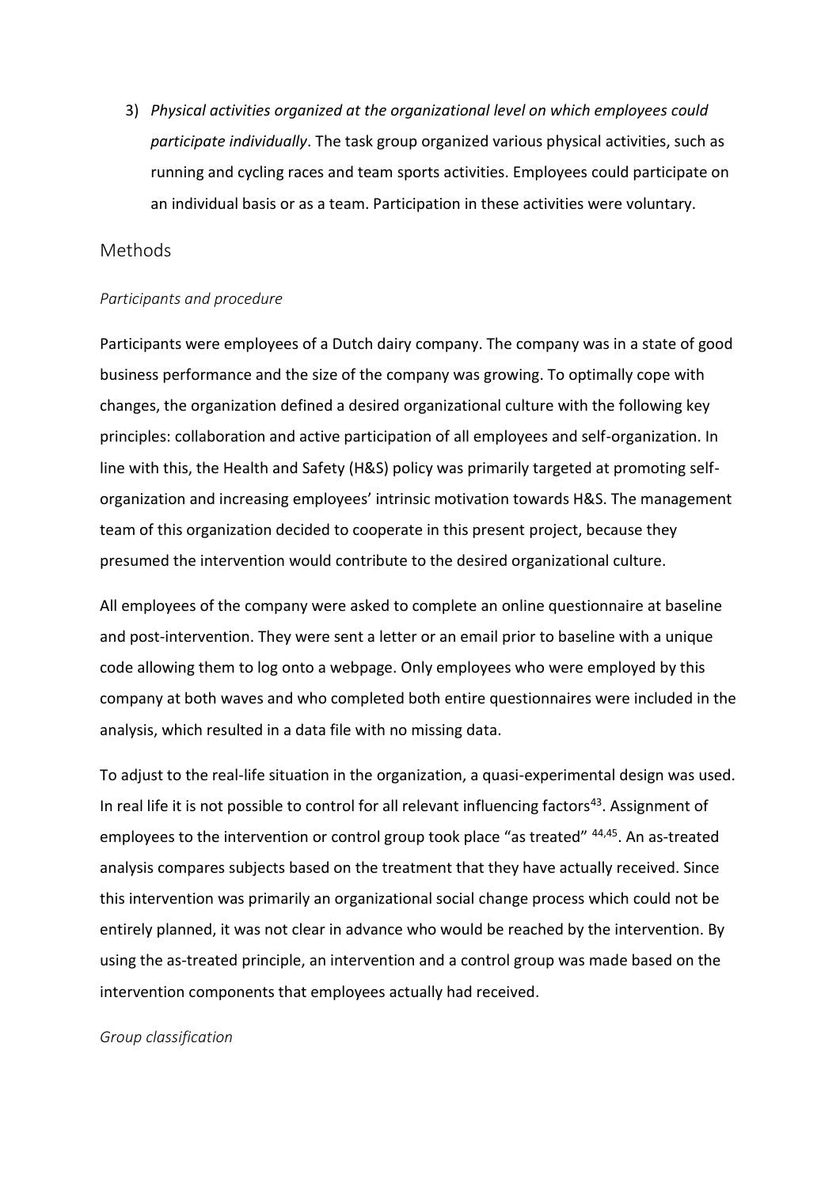3) *Physical activities organized at the organizational level on which employees could participate individually*. The task group organized various physical activities, such as running and cycling races and team sports activities. Employees could participate on an individual basis or as a team. Participation in these activities were voluntary.

## Methods

### *Participants and procedure*

Participants were employees of a Dutch dairy company. The company was in a state of good business performance and the size of the company was growing. To optimally cope with changes, the organization defined a desired organizational culture with the following key principles: collaboration and active participation of all employees and self-organization. In line with this, the Health and Safety (H&S) policy was primarily targeted at promoting self-organization and increasing employees' intrinsic motivation towards H&S. The management team of this organization decided to cooperate in this present project, because they presumed the intervention would contribute to the desired organizational culture.

All employees of the company were asked to complete an online questionnaire at baseline and post-intervention. They were sent a letter or an email prior to baseline with a unique code allowing them to log onto a webpage. Only employees who were employed by this company at both waves and who completed both entire questionnaires were included in the analysis, which resulted in a data file with no missing data.

To adjust to the real-life situation in the organization, a quasi-experimental design was used. In real life it is not possible to control for all relevant influencing factors[43]. Assignment of employees to the intervention or control group took place "as treated" [44,45]. An as-treated analysis compares subjects based on the treatment that they have actually received. Since this intervention was primarily an organizational social change process which could not be entirely planned, it was not clear in advance who would be reached by the intervention. By using the as-treated principle, an intervention and a control group was made based on the intervention components that employees actually had received.

### *Group classification*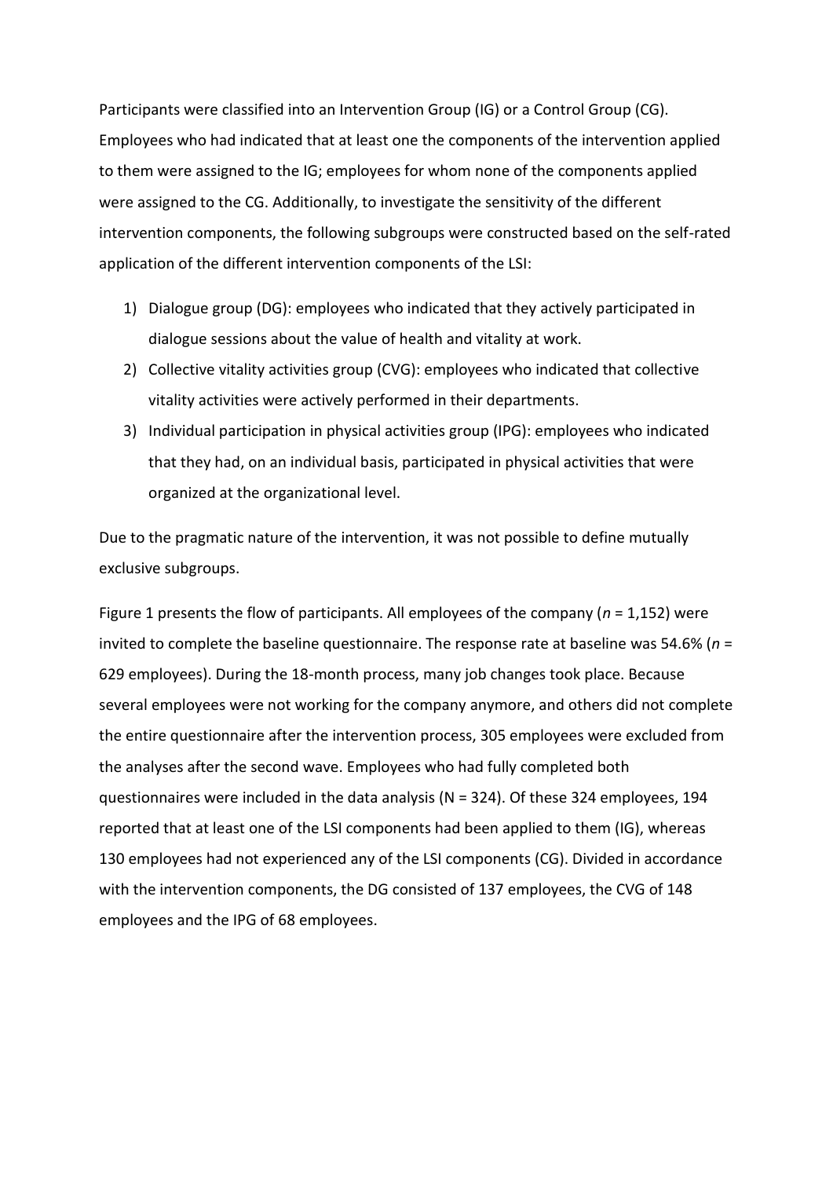Participants were classified into an Intervention Group (IG) or a Control Group (CG). Employees who had indicated that at least one the components of the intervention applied to them were assigned to the IG; employees for whom none of the components applied were assigned to the CG. Additionally, to investigate the sensitivity of the different intervention components, the following subgroups were constructed based on the self-rated application of the different intervention components of the LSI:

1) Dialogue group (DG): employees who indicated that they actively participated in dialogue sessions about the value of health and vitality at work.
2) Collective vitality activities group (CVG): employees who indicated that collective vitality activities were actively performed in their departments.
3) Individual participation in physical activities group (IPG): employees who indicated that they had, on an individual basis, participated in physical activities that were organized at the organizational level.

Due to the pragmatic nature of the intervention, it was not possible to define mutually exclusive subgroups.

Figure 1 presents the flow of participants. All employees of the company (*n* = 1,152) were invited to complete the baseline questionnaire. The response rate at baseline was 54.6% (*n* = 629 employees). During the 18-month process, many job changes took place. Because several employees were not working for the company anymore, and others did not complete the entire questionnaire after the intervention process, 305 employees were excluded from the analyses after the second wave. Employees who had fully completed both questionnaires were included in the data analysis (N = 324). Of these 324 employees, 194 reported that at least one of the LSI components had been applied to them (IG), whereas 130 employees had not experienced any of the LSI components (CG). Divided in accordance with the intervention components, the DG consisted of 137 employees, the CVG of 148 employees and the IPG of 68 employees.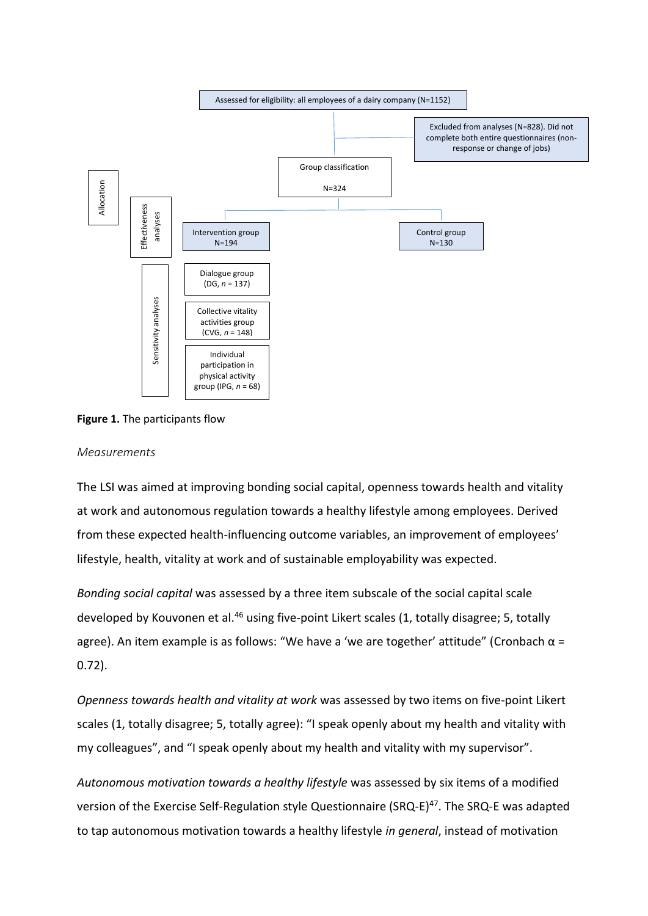Assessed for eligibility: all employees of a dairy company (N=1152)

Excluded from analyses (N=828). Did not complete both entire questionnaires (non-response or change of jobs)

Allocation

Group classification

N=324

Effectiveness analyses

Intervention group
N=194

Control group
N=130

Sensitivity analyses

Dialogue group
(DG, *n* = 137)

Collective vitality activities group
(CVG, *n* = 148)

Individual participation in physical activity group (IPG, *n* = 68)

**Figure 1.** The participants flow

*Measurements*

The LSI was aimed at improving bonding social capital, openness towards health and vitality at work and autonomous regulation towards a healthy lifestyle among employees. Derived from these expected health-influencing outcome variables, an improvement of employees' lifestyle, health, vitality at work and of sustainable employability was expected.

*Bonding social capital* was assessed by a three item subscale of the social capital scale developed by Kouvonen et al.[46] using five-point Likert scales (1, totally disagree; 5, totally agree). An item example is as follows: "We have a 'we are together' attitude" (Cronbach α = 0.72).

*Openness towards health and vitality at work* was assessed by two items on five-point Likert scales (1, totally disagree; 5, totally agree): "I speak openly about my health and vitality with my colleagues", and "I speak openly about my health and vitality with my supervisor".

*Autonomous motivation towards a healthy lifestyle* was assessed by six items of a modified version of the Exercise Self-Regulation style Questionnaire (SRQ-E)[47]. The SRQ-E was adapted to tap autonomous motivation towards a healthy lifestyle *in general*, instead of motivation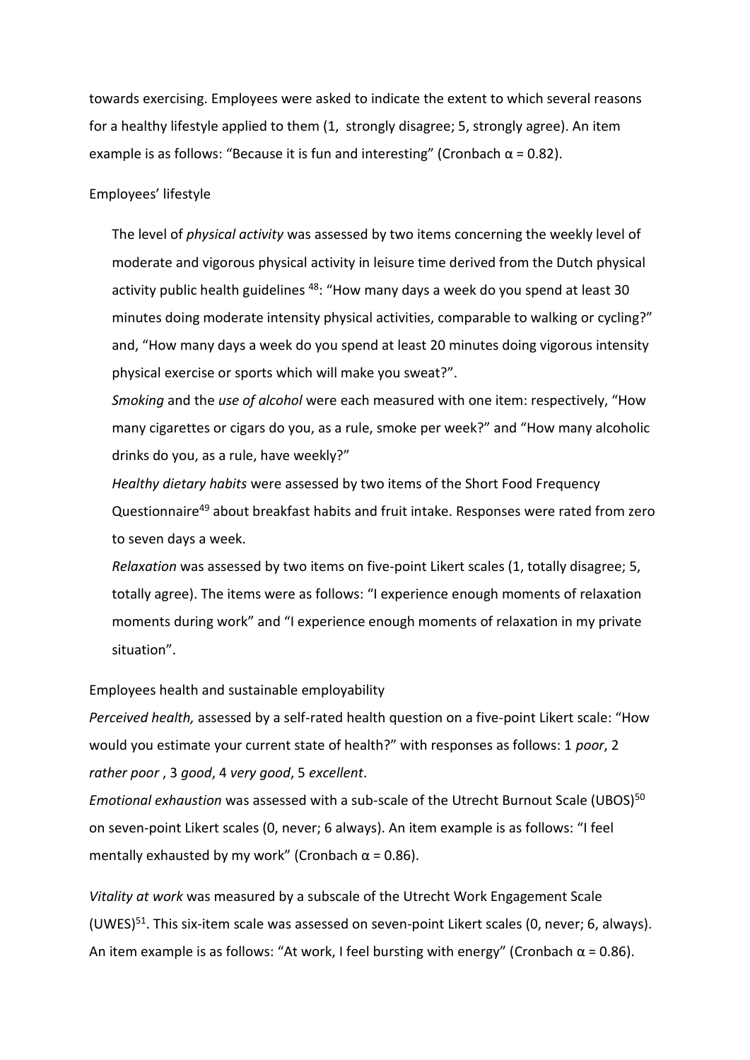towards exercising. Employees were asked to indicate the extent to which several reasons for a healthy lifestyle applied to them (1, strongly disagree; 5, strongly agree). An item example is as follows: "Because it is fun and interesting" (Cronbach α = 0.82).

Employees' lifestyle

The level of *physical activity* was assessed by two items concerning the weekly level of moderate and vigorous physical activity in leisure time derived from the Dutch physical activity public health guidelines [48]: "How many days a week do you spend at least 30 minutes doing moderate intensity physical activities, comparable to walking or cycling?" and, "How many days a week do you spend at least 20 minutes doing vigorous intensity physical exercise or sports which will make you sweat?".

*Smoking* and the *use of alcohol* were each measured with one item: respectively, "How many cigarettes or cigars do you, as a rule, smoke per week?" and "How many alcoholic drinks do you, as a rule, have weekly?"

*Healthy dietary habits* were assessed by two items of the Short Food Frequency Questionnaire[49] about breakfast habits and fruit intake. Responses were rated from zero to seven days a week.

*Relaxation* was assessed by two items on five-point Likert scales (1, totally disagree; 5, totally agree). The items were as follows: "I experience enough moments of relaxation moments during work" and "I experience enough moments of relaxation in my private situation".

Employees health and sustainable employability

*Perceived health,* assessed by a self-rated health question on a five-point Likert scale: "How would you estimate your current state of health?" with responses as follows: 1 *poor*, 2 *rather poor* , 3 *good*, 4 *very good*, 5 *excellent*.

*Emotional exhaustion* was assessed with a sub-scale of the Utrecht Burnout Scale (UBOS)[50] on seven-point Likert scales (0, never; 6 always). An item example is as follows: "I feel mentally exhausted by my work" (Cronbach α = 0.86).

*Vitality at work* was measured by a subscale of the Utrecht Work Engagement Scale (UWES)[51]. This six-item scale was assessed on seven-point Likert scales (0, never; 6, always). An item example is as follows: "At work, I feel bursting with energy" (Cronbach α = 0.86).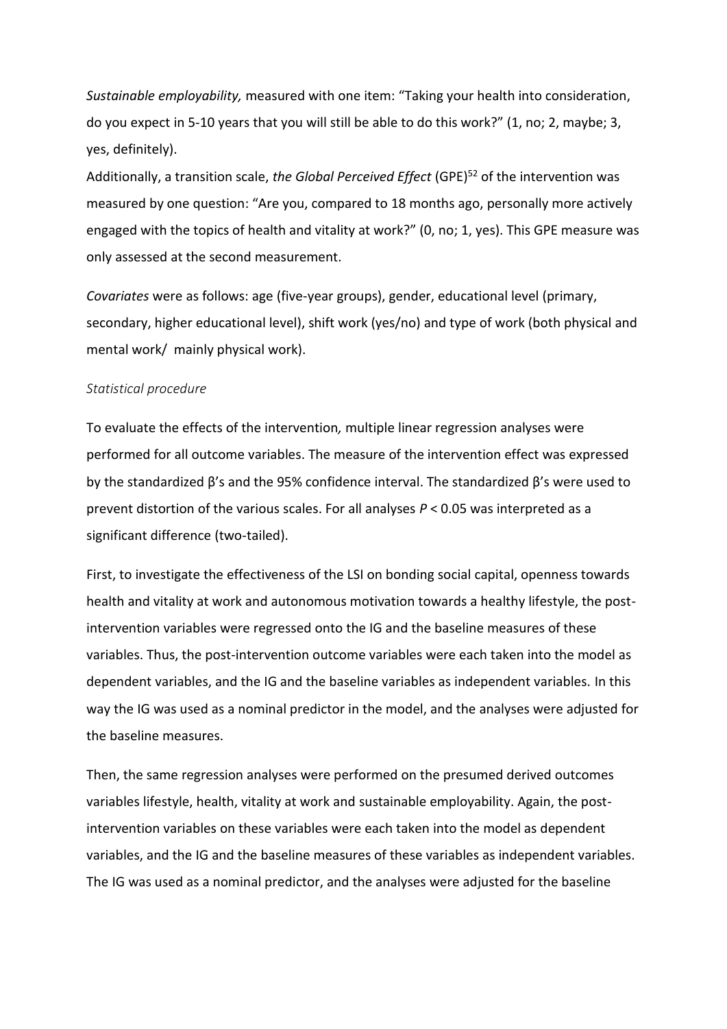*Sustainable employability,* measured with one item: “Taking your health into consideration, do you expect in 5-10 years that you will still be able to do this work?” (1, no; 2, maybe; 3, yes, definitely).

Additionally, a transition scale, *the Global Perceived Effect* (GPE)[52] of the intervention was measured by one question: “Are you, compared to 18 months ago, personally more actively engaged with the topics of health and vitality at work?” (0, no; 1, yes). This GPE measure was only assessed at the second measurement.

*Covariates* were as follows: age (five-year groups), gender, educational level (primary, secondary, higher educational level), shift work (yes/no) and type of work (both physical and mental work/ mainly physical work).

*Statistical procedure*

To evaluate the effects of the intervention*,* multiple linear regression analyses were performed for all outcome variables. The measure of the intervention effect was expressed by the standardized β’s and the 95% confidence interval. The standardized β’s were used to prevent distortion of the various scales. For all analyses $P < 0.05$ was interpreted as a significant difference (two-tailed).

First, to investigate the effectiveness of the LSI on bonding social capital, openness towards health and vitality at work and autonomous motivation towards a healthy lifestyle, the post-intervention variables were regressed onto the IG and the baseline measures of these variables. Thus, the post-intervention outcome variables were each taken into the model as dependent variables, and the IG and the baseline variables as independent variables. In this way the IG was used as a nominal predictor in the model, and the analyses were adjusted for the baseline measures.

Then, the same regression analyses were performed on the presumed derived outcomes variables lifestyle, health, vitality at work and sustainable employability. Again, the post-intervention variables on these variables were each taken into the model as dependent variables, and the IG and the baseline measures of these variables as independent variables. The IG was used as a nominal predictor, and the analyses were adjusted for the baseline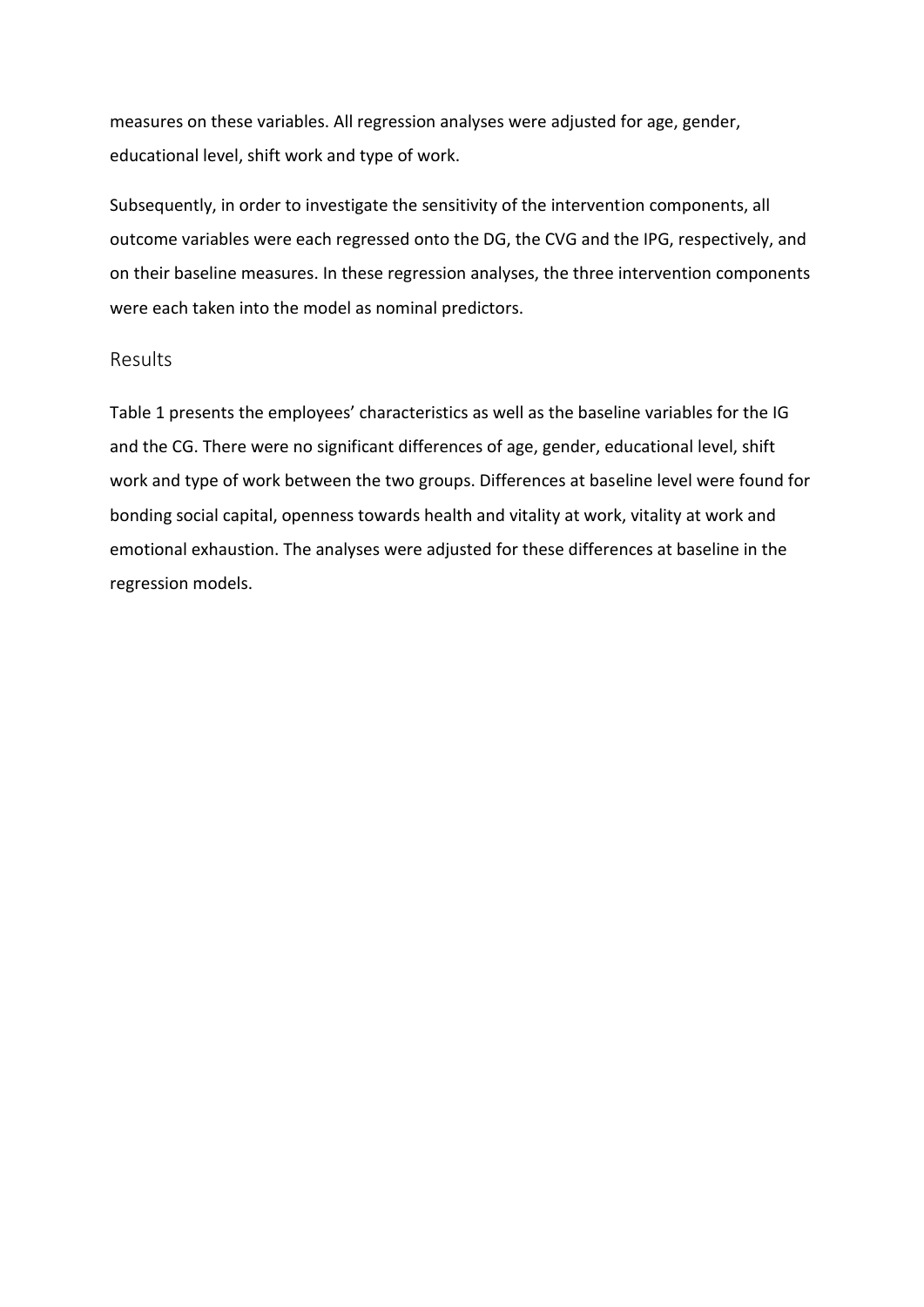measures on these variables. All regression analyses were adjusted for age, gender, educational level, shift work and type of work.

Subsequently, in order to investigate the sensitivity of the intervention components, all outcome variables were each regressed onto the DG, the CVG and the IPG, respectively, and on their baseline measures. In these regression analyses, the three intervention components were each taken into the model as nominal predictors.

## Results

Table 1 presents the employees' characteristics as well as the baseline variables for the IG and the CG. There were no significant differences of age, gender, educational level, shift work and type of work between the two groups. Differences at baseline level were found for bonding social capital, openness towards health and vitality at work, vitality at work and emotional exhaustion. The analyses were adjusted for these differences at baseline in the regression models.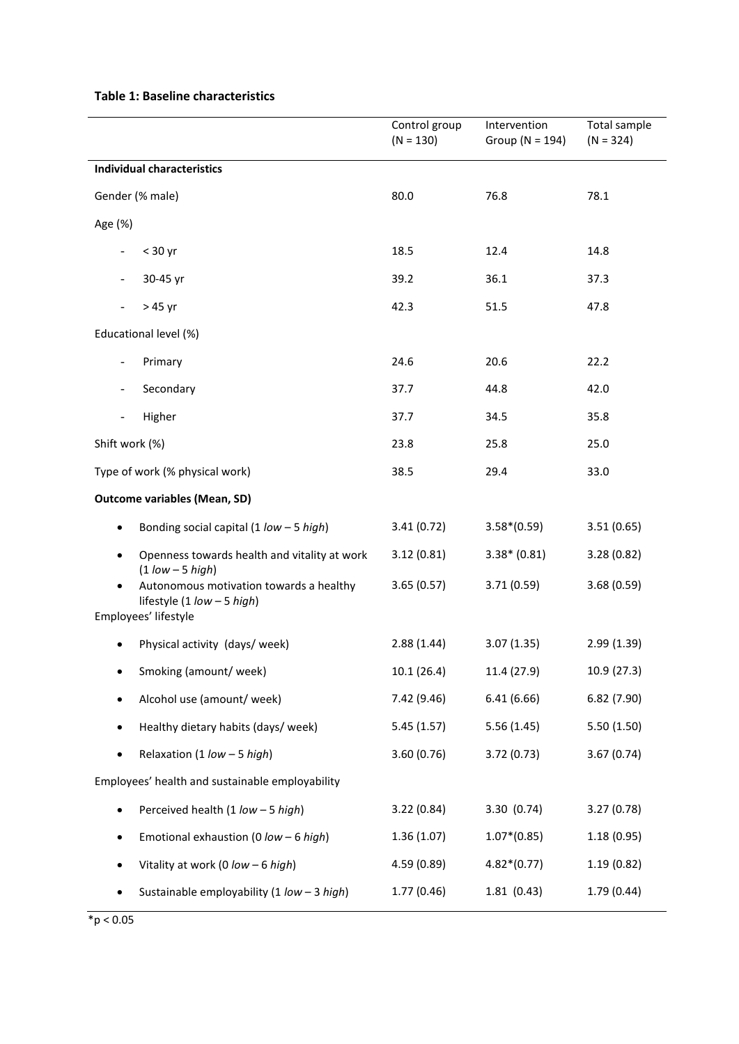**Table 1: Baseline characteristics**

| | Control group (N = 130) | Intervention Group (N = 194) | Total sample (N = 324) |
|---|---|---|---|
| **Individual characteristics** | | | |
| Gender (% male) | 80.0 | 76.8 | 78.1 |
| Age (%) | | | |
| - < 30 yr | 18.5 | 12.4 | 14.8 |
| - 30-45 yr | 39.2 | 36.1 | 37.3 |
| - > 45 yr | 42.3 | 51.5 | 47.8 |
| Educational level (%) | | | |
| - Primary | 24.6 | 20.6 | 22.2 |
| - Secondary | 37.7 | 44.8 | 42.0 |
| - Higher | 37.7 | 34.5 | 35.8 |
| Shift work (%) | 23.8 | 25.8 | 25.0 |
| Type of work (% physical work) | 38.5 | 29.4 | 33.0 |
| **Outcome variables (Mean, SD)** | | | |
| • Bonding social capital (1 *low* – 5 *high*) | 3.41 (0.72) | 3.58*(0.59) | 3.51 (0.65) |
| • Openness towards health and vitality at work (1 *low* – 5 *high*) | 3.12 (0.81) | 3.38* (0.81) | 3.28 (0.82) |
| • Autonomous motivation towards a healthy lifestyle (1 *low* – 5 *high*) | 3.65 (0.57) | 3.71 (0.59) | 3.68 (0.59) |
| Employees' lifestyle | | | |
| • Physical activity (days/ week) | 2.88 (1.44) | 3.07 (1.35) | 2.99 (1.39) |
| • Smoking (amount/ week) | 10.1 (26.4) | 11.4 (27.9) | 10.9 (27.3) |
| • Alcohol use (amount/ week) | 7.42 (9.46) | 6.41 (6.66) | 6.82 (7.90) |
| • Healthy dietary habits (days/ week) | 5.45 (1.57) | 5.56 (1.45) | 5.50 (1.50) |
| • Relaxation (1 *low* – 5 *high*) | 3.60 (0.76) | 3.72 (0.73) | 3.67 (0.74) |
| Employees' health and sustainable employability | | | |
| • Perceived health (1 *low* – 5 *high*) | 3.22 (0.84) | 3.30 (0.74) | 3.27 (0.78) |
| • Emotional exhaustion (0 *low* – 6 *high*) | 1.36 (1.07) | 1.07*(0.85) | 1.18 (0.95) |
| • Vitality at work (0 *low* – 6 *high*) | 4.59 (0.89) | 4.82*(0.77) | 1.19 (0.82) |
| • Sustainable employability (1 *low* – 3 *high*) | 1.77 (0.46) | 1.81 (0.43) | 1.79 (0.44) |

*$p < 0.05$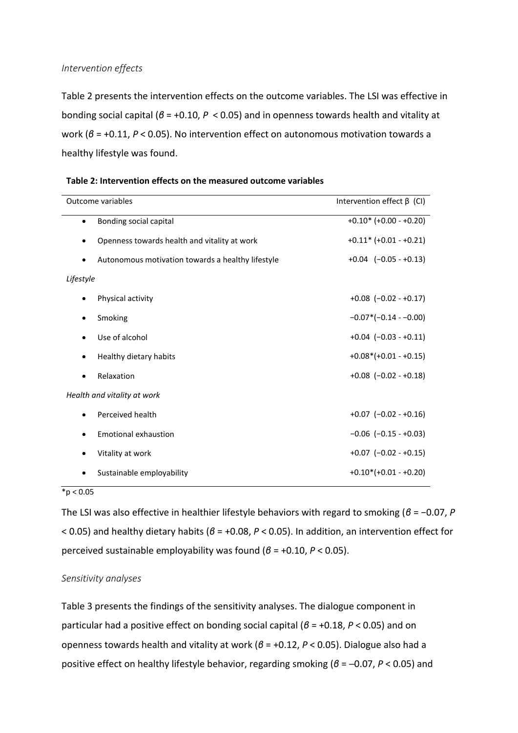*Intervention effects*

Table 2 presents the intervention effects on the outcome variables. The LSI was effective in bonding social capital ($\beta$ = +0.10, $P$ < 0.05) and in openness towards health and vitality at work ($\beta$ = +0.11, $P$ < 0.05). No intervention effect on autonomous motivation towards a healthy lifestyle was found.

**Table 2: Intervention effects on the measured outcome variables**

| Outcome variables | Intervention effect β (CI) |
|---|---|
| • Bonding social capital | +0.10* (+0.00 - +0.20) |
| • Openness towards health and vitality at work | +0.11* (+0.01 - +0.21) |
| • Autonomous motivation towards a healthy lifestyle | +0.04 (−0.05 - +0.13) |
| *Lifestyle* | |
| • Physical activity | +0.08 (−0.02 - +0.17) |
| • Smoking | −0.07*(−0.14 - −0.00) |
| • Use of alcohol | +0.04 (−0.03 - +0.11) |
| • Healthy dietary habits | +0.08*(+0.01 - +0.15) |
| • Relaxation | +0.08 (−0.02 - +0.18) |
| *Health and vitality at work* | |
| • Perceived health | +0.07 (−0.02 - +0.16) |
| • Emotional exhaustion | −0.06 (−0.15 - +0.03) |
| • Vitality at work | +0.07 (−0.02 - +0.15) |
| • Sustainable employability | +0.10*(+0.01 - +0.20) |

*$p < 0.05$

The LSI was also effective in healthier lifestyle behaviors with regard to smoking ($\beta$ = −0.07, $P$ < 0.05) and healthy dietary habits ($\beta$ = +0.08, $P$ < 0.05). In addition, an intervention effect for perceived sustainable employability was found ($\beta$ = +0.10, $P$ < 0.05).

*Sensitivity analyses*

Table 3 presents the findings of the sensitivity analyses. The dialogue component in particular had a positive effect on bonding social capital ($\beta$ = +0.18, $P$ < 0.05) and on openness towards health and vitality at work ($\beta$ = +0.12, $P$ < 0.05). Dialogue also had a positive effect on healthy lifestyle behavior, regarding smoking ($\beta$ = –0.07, $P$ < 0.05) and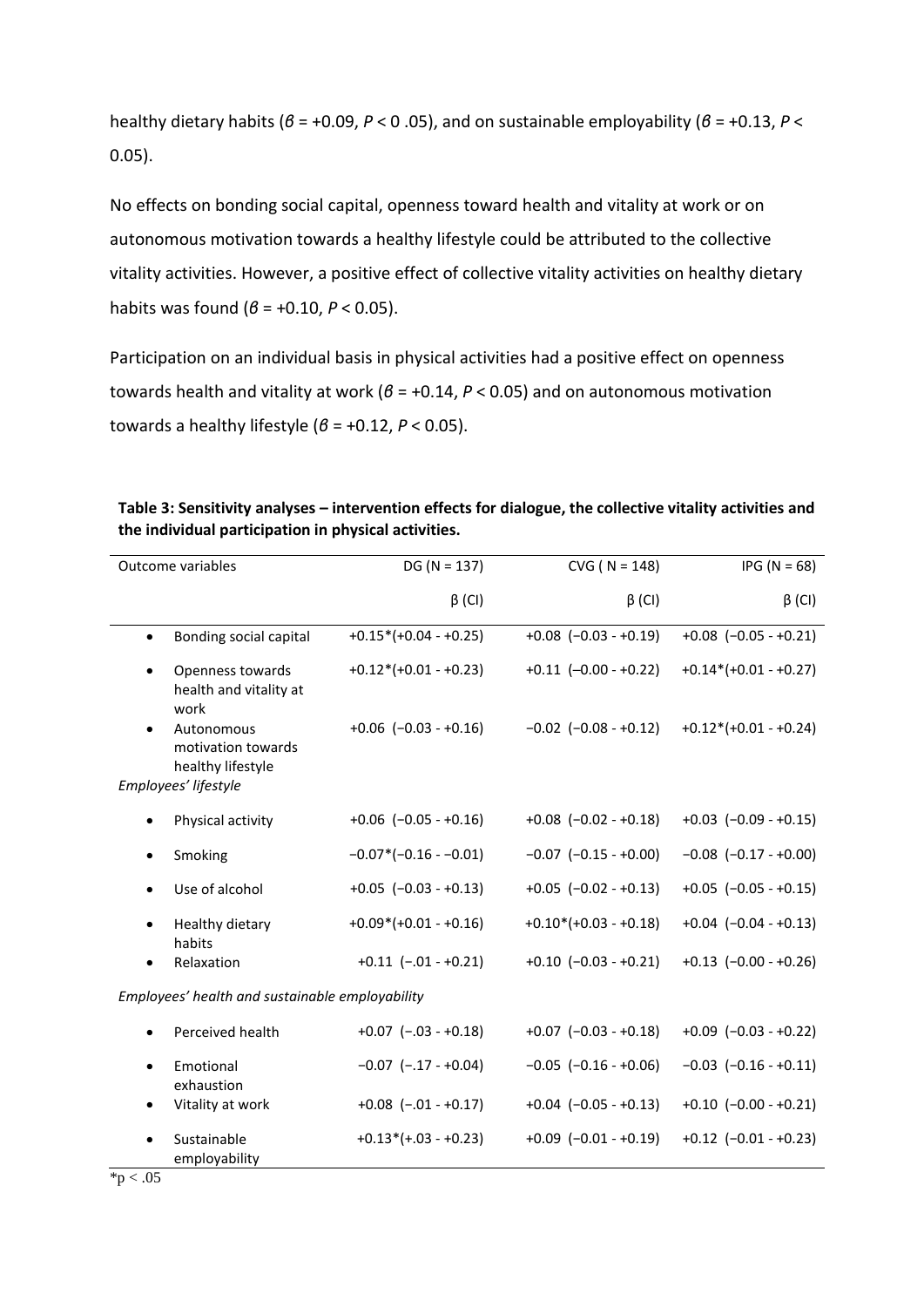healthy dietary habits ($\beta$ = +0.09, $P$ < 0 .05), and on sustainable employability ($\beta$ = +0.13, $P$ < 0.05).

No effects on bonding social capital, openness toward health and vitality at work or on autonomous motivation towards a healthy lifestyle could be attributed to the collective vitality activities. However, a positive effect of collective vitality activities on healthy dietary habits was found ($\beta$ = +0.10, $P$ < 0.05).

Participation on an individual basis in physical activities had a positive effect on openness towards health and vitality at work ($\beta$ = +0.14, $P$ < 0.05) and on autonomous motivation towards a healthy lifestyle ($\beta$ = +0.12, $P$ < 0.05).

**Table 3: Sensitivity analyses – intervention effects for dialogue, the collective vitality activities and the individual participation in physical activities.**

| Outcome variables | DG (N = 137) | CVG ( N = 148) | IPG (N = 68) |
|---|---|---|---|
| | β (CI) | β (CI) | β (CI) |
| • Bonding social capital | +0.15*(+0.04 - +0.25) | +0.08 (−0.03 - +0.19) | +0.08 (−0.05 - +0.21) |
| • Openness towards health and vitality at work | +0.12*(+0.01 - +0.23) | +0.11 (−0.00 - +0.22) | +0.14*(+0.01 - +0.27) |
| • Autonomous motivation towards healthy lifestyle | +0.06 (−0.03 - +0.16) | −0.02 (−0.08 - +0.12) | +0.12*(+0.01 - +0.24) |
| *Employees' lifestyle* | | | |
| • Physical activity | +0.06 (−0.05 - +0.16) | +0.08 (−0.02 - +0.18) | +0.03 (−0.09 - +0.15) |
| • Smoking | −0.07*(−0.16 - −0.01) | −0.07 (−0.15 - +0.00) | −0.08 (−0.17 - +0.00) |
| • Use of alcohol | +0.05 (−0.03 - +0.13) | +0.05 (−0.02 - +0.13) | +0.05 (−0.05 - +0.15) |
| • Healthy dietary habits | +0.09*(+0.01 - +0.16) | +0.10*(+0.03 - +0.18) | +0.04 (−0.04 - +0.13) |
| • Relaxation | +0.11 (−.01 - +0.21) | +0.10 (−0.03 - +0.21) | +0.13 (−0.00 - +0.26) |
| *Employees' health and sustainable employability* | | | |
| • Perceived health | +0.07 (−.03 - +0.18) | +0.07 (−0.03 - +0.18) | +0.09 (−0.03 - +0.22) |
| • Emotional exhaustion | −0.07 (−.17 - +0.04) | −0.05 (−0.16 - +0.06) | −0.03 (−0.16 - +0.11) |
| • Vitality at work | +0.08 (−.01 - +0.17) | +0.04 (−0.05 - +0.13) | +0.10 (−0.00 - +0.21) |
| • Sustainable employability | +0.13*(+.03 - +0.23) | +0.09 (−0.01 - +0.19) | +0.12 (−0.01 - +0.23) |

*p < .05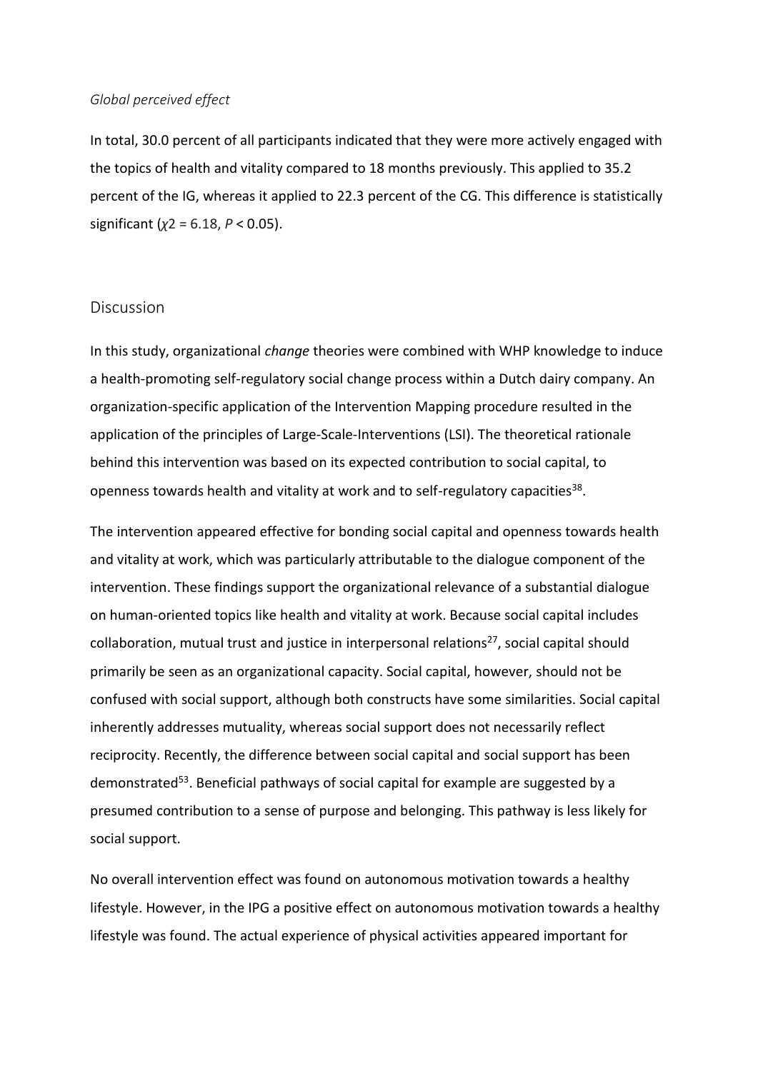*Global perceived effect*

In total, 30.0 percent of all participants indicated that they were more actively engaged with the topics of health and vitality compared to 18 months previously. This applied to 35.2 percent of the IG, whereas it applied to 22.3 percent of the CG. This difference is statistically significant ($\chi 2 = 6.18$, $P < 0.05$).

## Discussion

In this study, organizational *change* theories were combined with WHP knowledge to induce a health-promoting self-regulatory social change process within a Dutch dairy company. An organization-specific application of the Intervention Mapping procedure resulted in the application of the principles of Large-Scale-Interventions (LSI). The theoretical rationale behind this intervention was based on its expected contribution to social capital, to openness towards health and vitality at work and to self-regulatory capacities[38].

The intervention appeared effective for bonding social capital and openness towards health and vitality at work, which was particularly attributable to the dialogue component of the intervention. These findings support the organizational relevance of a substantial dialogue on human-oriented topics like health and vitality at work. Because social capital includes collaboration, mutual trust and justice in interpersonal relations[27], social capital should primarily be seen as an organizational capacity. Social capital, however, should not be confused with social support, although both constructs have some similarities. Social capital inherently addresses mutuality, whereas social support does not necessarily reflect reciprocity. Recently, the difference between social capital and social support has been demonstrated[53]. Beneficial pathways of social capital for example are suggested by a presumed contribution to a sense of purpose and belonging. This pathway is less likely for social support.

No overall intervention effect was found on autonomous motivation towards a healthy lifestyle. However, in the IPG a positive effect on autonomous motivation towards a healthy lifestyle was found. The actual experience of physical activities appeared important for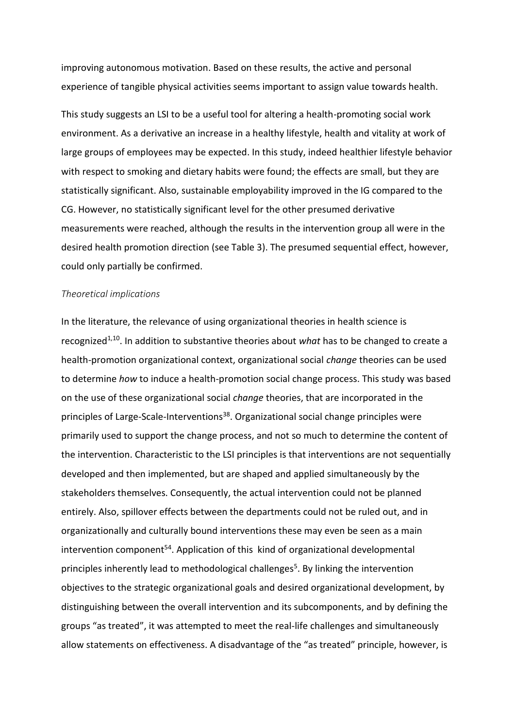improving autonomous motivation. Based on these results, the active and personal experience of tangible physical activities seems important to assign value towards health.

This study suggests an LSI to be a useful tool for altering a health-promoting social work environment. As a derivative an increase in a healthy lifestyle, health and vitality at work of large groups of employees may be expected. In this study, indeed healthier lifestyle behavior with respect to smoking and dietary habits were found; the effects are small, but they are statistically significant. Also, sustainable employability improved in the IG compared to the CG. However, no statistically significant level for the other presumed derivative measurements were reached, although the results in the intervention group all were in the desired health promotion direction (see Table 3). The presumed sequential effect, however, could only partially be confirmed.

*Theoretical implications*

In the literature, the relevance of using organizational theories in health science is recognized[1,10]. In addition to substantive theories about *what* has to be changed to create a health-promotion organizational context, organizational social *change* theories can be used to determine *how* to induce a health-promotion social change process. This study was based on the use of these organizational social *change* theories, that are incorporated in the principles of Large-Scale-Interventions[38]. Organizational social change principles were primarily used to support the change process, and not so much to determine the content of the intervention. Characteristic to the LSI principles is that interventions are not sequentially developed and then implemented, but are shaped and applied simultaneously by the stakeholders themselves. Consequently, the actual intervention could not be planned entirely. Also, spillover effects between the departments could not be ruled out, and in organizationally and culturally bound interventions these may even be seen as a main intervention component[54]. Application of this kind of organizational developmental principles inherently lead to methodological challenges[5]. By linking the intervention objectives to the strategic organizational goals and desired organizational development, by distinguishing between the overall intervention and its subcomponents, and by defining the groups "as treated", it was attempted to meet the real-life challenges and simultaneously allow statements on effectiveness. A disadvantage of the "as treated" principle, however, is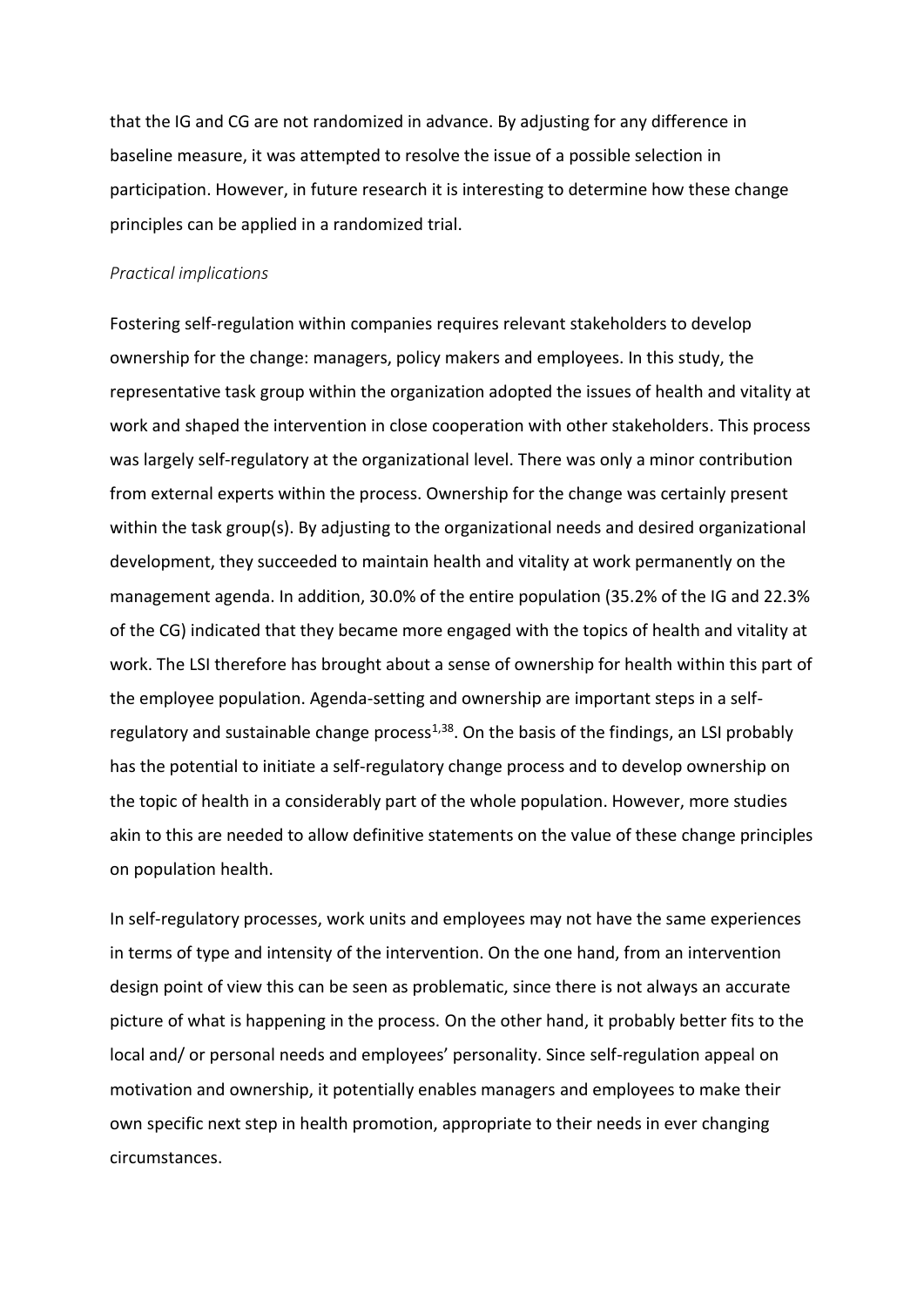that the IG and CG are not randomized in advance. By adjusting for any difference in baseline measure, it was attempted to resolve the issue of a possible selection in participation. However, in future research it is interesting to determine how these change principles can be applied in a randomized trial.

*Practical implications*

Fostering self-regulation within companies requires relevant stakeholders to develop ownership for the change: managers, policy makers and employees. In this study, the representative task group within the organization adopted the issues of health and vitality at work and shaped the intervention in close cooperation with other stakeholders. This process was largely self-regulatory at the organizational level. There was only a minor contribution from external experts within the process. Ownership for the change was certainly present within the task group(s). By adjusting to the organizational needs and desired organizational development, they succeeded to maintain health and vitality at work permanently on the management agenda. In addition, 30.0% of the entire population (35.2% of the IG and 22.3% of the CG) indicated that they became more engaged with the topics of health and vitality at work. The LSI therefore has brought about a sense of ownership for health within this part of the employee population. Agenda-setting and ownership are important steps in a self-regulatory and sustainable change process[1,38]. On the basis of the findings, an LSI probably has the potential to initiate a self-regulatory change process and to develop ownership on the topic of health in a considerably part of the whole population. However, more studies akin to this are needed to allow definitive statements on the value of these change principles on population health.

In self-regulatory processes, work units and employees may not have the same experiences in terms of type and intensity of the intervention. On the one hand, from an intervention design point of view this can be seen as problematic, since there is not always an accurate picture of what is happening in the process. On the other hand, it probably better fits to the local and/ or personal needs and employees' personality. Since self-regulation appeal on motivation and ownership, it potentially enables managers and employees to make their own specific next step in health promotion, appropriate to their needs in ever changing circumstances.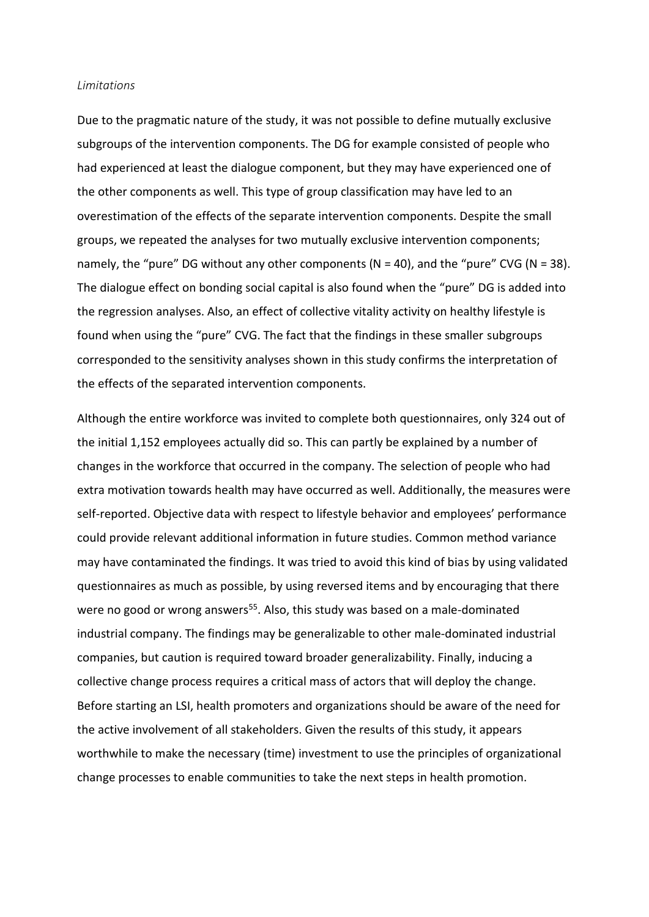*Limitations*

Due to the pragmatic nature of the study, it was not possible to define mutually exclusive subgroups of the intervention components. The DG for example consisted of people who had experienced at least the dialogue component, but they may have experienced one of the other components as well. This type of group classification may have led to an overestimation of the effects of the separate intervention components. Despite the small groups, we repeated the analyses for two mutually exclusive intervention components; namely, the "pure" DG without any other components (N = 40), and the "pure" CVG (N = 38). The dialogue effect on bonding social capital is also found when the "pure" DG is added into the regression analyses. Also, an effect of collective vitality activity on healthy lifestyle is found when using the "pure" CVG. The fact that the findings in these smaller subgroups corresponded to the sensitivity analyses shown in this study confirms the interpretation of the effects of the separated intervention components.

Although the entire workforce was invited to complete both questionnaires, only 324 out of the initial 1,152 employees actually did so. This can partly be explained by a number of changes in the workforce that occurred in the company. The selection of people who had extra motivation towards health may have occurred as well. Additionally, the measures were self-reported. Objective data with respect to lifestyle behavior and employees' performance could provide relevant additional information in future studies. Common method variance may have contaminated the findings. It was tried to avoid this kind of bias by using validated questionnaires as much as possible, by using reversed items and by encouraging that there were no good or wrong answers[55]. Also, this study was based on a male-dominated industrial company. The findings may be generalizable to other male-dominated industrial companies, but caution is required toward broader generalizability. Finally, inducing a collective change process requires a critical mass of actors that will deploy the change. Before starting an LSI, health promoters and organizations should be aware of the need for the active involvement of all stakeholders. Given the results of this study, it appears worthwhile to make the necessary (time) investment to use the principles of organizational change processes to enable communities to take the next steps in health promotion.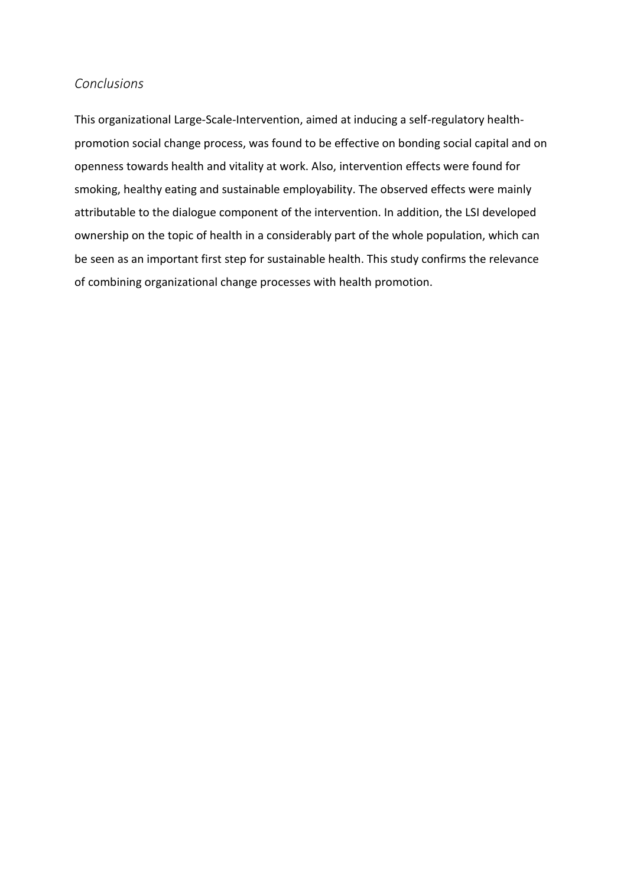### *Conclusions*

This organizational Large-Scale-Intervention, aimed at inducing a self-regulatory health-promotion social change process, was found to be effective on bonding social capital and on openness towards health and vitality at work. Also, intervention effects were found for smoking, healthy eating and sustainable employability. The observed effects were mainly attributable to the dialogue component of the intervention. In addition, the LSI developed ownership on the topic of health in a considerably part of the whole population, which can be seen as an important first step for sustainable health. This study confirms the relevance of combining organizational change processes with health promotion.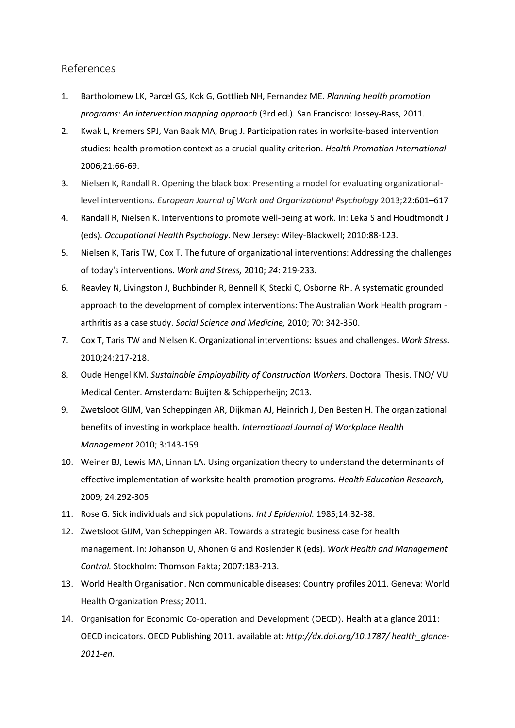## References

1. Bartholomew LK, Parcel GS, Kok G, Gottlieb NH, Fernandez ME. *Planning health promotion programs: An intervention mapping approach* (3rd ed.). San Francisco: Jossey-Bass, 2011.
2. Kwak L, Kremers SPJ, Van Baak MA, Brug J. Participation rates in worksite-based intervention studies: health promotion context as a crucial quality criterion. *Health Promotion International* 2006;21:66-69.
3. Nielsen K, Randall R. Opening the black box: Presenting a model for evaluating organizational-level interventions. *European Journal of Work and Organizational Psychology* 2013;22:601–617
4. Randall R, Nielsen K. Interventions to promote well-being at work. In: Leka S and Houdtmondt J (eds). *Occupational Health Psychology.* New Jersey: Wiley-Blackwell; 2010:88-123.
5. Nielsen K, Taris TW, Cox T. The future of organizational interventions: Addressing the challenges of today's interventions. *Work and Stress,* 2010; *24*: 219-233.
6. Reavley N, Livingston J, Buchbinder R, Bennell K, Stecki C, Osborne RH. A systematic grounded approach to the development of complex interventions: The Australian Work Health program - arthritis as a case study. *Social Science and Medicine,* 2010; 70: 342-350.
7. Cox T, Taris TW and Nielsen K. Organizational interventions: Issues and challenges. *Work Stress.* 2010;24:217-218.
8. Oude Hengel KM. *Sustainable Employability of Construction Workers.* Doctoral Thesis. TNO/ VU Medical Center. Amsterdam: Buijten & Schipperheijn; 2013.
9. Zwetsloot GIJM, Van Scheppingen AR, Dijkman AJ, Heinrich J, Den Besten H. The organizational benefits of investing in workplace health. *International Journal of Workplace Health Management* 2010; 3:143-159
10. Weiner BJ, Lewis MA, Linnan LA. Using organization theory to understand the determinants of effective implementation of worksite health promotion programs. *Health Education Research,* 2009; 24:292-305
11. Rose G. Sick individuals and sick populations. *Int J Epidemiol.* 1985;14:32-38.
12. Zwetsloot GIJM, Van Scheppingen AR. Towards a strategic business case for health management. In: Johanson U, Ahonen G and Roslender R (eds). *Work Health and Management Control.* Stockholm: Thomson Fakta; 2007:183-213.
13. World Health Organisation. Non communicable diseases: Country profiles 2011. Geneva: World Health Organization Press; 2011.
14. Organisation for Economic Co-operation and Development (OECD). Health at a glance 2011: OECD indicators. OECD Publishing 2011. available at: *http://dx.doi.org/10.1787/ health_glance-2011-en.*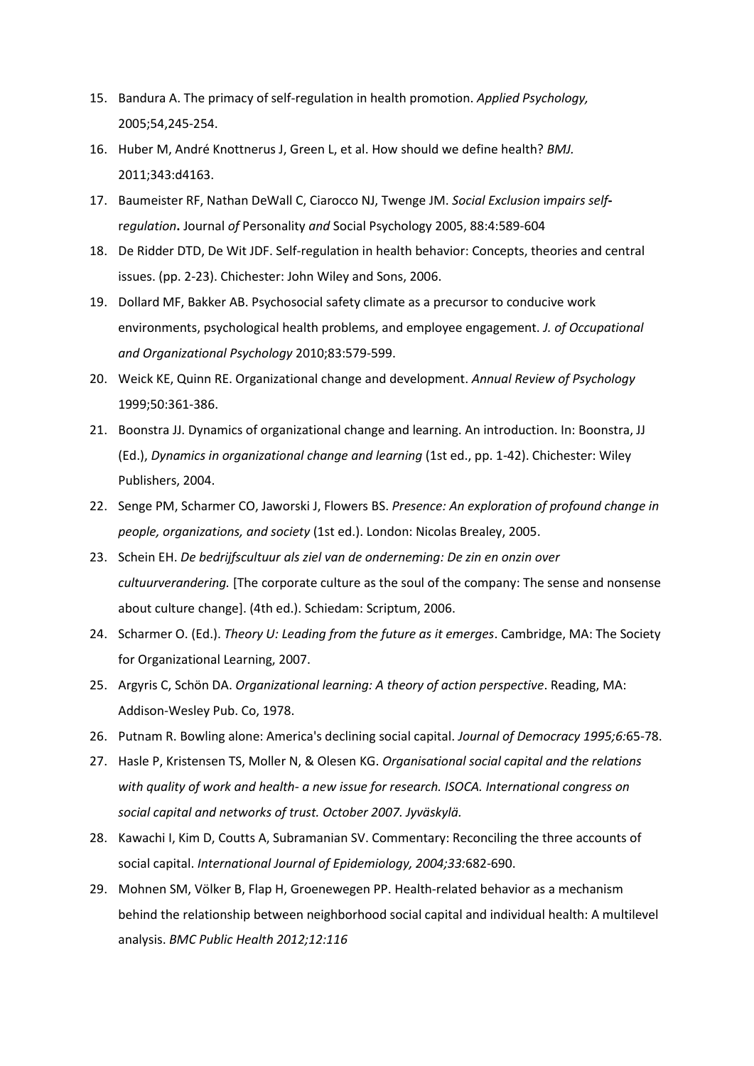15. Bandura A. The primacy of self-regulation in health promotion. *Applied Psychology,* 2005;54,245-254.
16. Huber M, André Knottnerus J, Green L, et al. How should we define health? *BMJ.* 2011;343:d4163.
17. Baumeister RF, Nathan DeWall C, Ciarocco NJ, Twenge JM. *Social Exclusion* i*mpairs self-regulation***.** Journal *of* Personality *and* Social Psychology 2005, 88:4:589-604
18. De Ridder DTD, De Wit JDF. Self-regulation in health behavior: Concepts, theories and central issues. (pp. 2-23). Chichester: John Wiley and Sons, 2006.
19. Dollard MF, Bakker AB. Psychosocial safety climate as a precursor to conducive work environments, psychological health problems, and employee engagement. *J. of Occupational and Organizational Psychology* 2010;83:579-599.
20. Weick KE, Quinn RE. Organizational change and development. *Annual Review of Psychology* 1999;50:361-386.
21. Boonstra JJ. Dynamics of organizational change and learning. An introduction. In: Boonstra, JJ (Ed.), *Dynamics in organizational change and learning* (1st ed., pp. 1-42). Chichester: Wiley Publishers, 2004.
22. Senge PM, Scharmer CO, Jaworski J, Flowers BS. *Presence: An exploration of profound change in people, organizations, and society* (1st ed.). London: Nicolas Brealey, 2005.
23. Schein EH. *De bedrijfscultuur als ziel van de onderneming: De zin en onzin over cultuurverandering.* [The corporate culture as the soul of the company: The sense and nonsense about culture change]. (4th ed.). Schiedam: Scriptum, 2006.
24. Scharmer O. (Ed.). *Theory U: Leading from the future as it emerges*. Cambridge, MA: The Society for Organizational Learning, 2007.
25. Argyris C, Schön DA. *Organizational learning: A theory of action perspective*. Reading, MA: Addison-Wesley Pub. Co, 1978.
26. Putnam R. Bowling alone: America's declining social capital. *Journal of Democracy 1995;6:*65-78.
27. Hasle P, Kristensen TS, Moller N, & Olesen KG. *Organisational social capital and the relations with quality of work and health- a new issue for research. ISOCA. International congress on social capital and networks of trust. October 2007. Jyväskylä.*
28. Kawachi I, Kim D, Coutts A, Subramanian SV. Commentary: Reconciling the three accounts of social capital. *International Journal of Epidemiology, 2004;33:*682-690.
29. Mohnen SM, Völker B, Flap H, Groenewegen PP. Health-related behavior as a mechanism behind the relationship between neighborhood social capital and individual health: A multilevel analysis. *BMC Public Health 2012;12:116*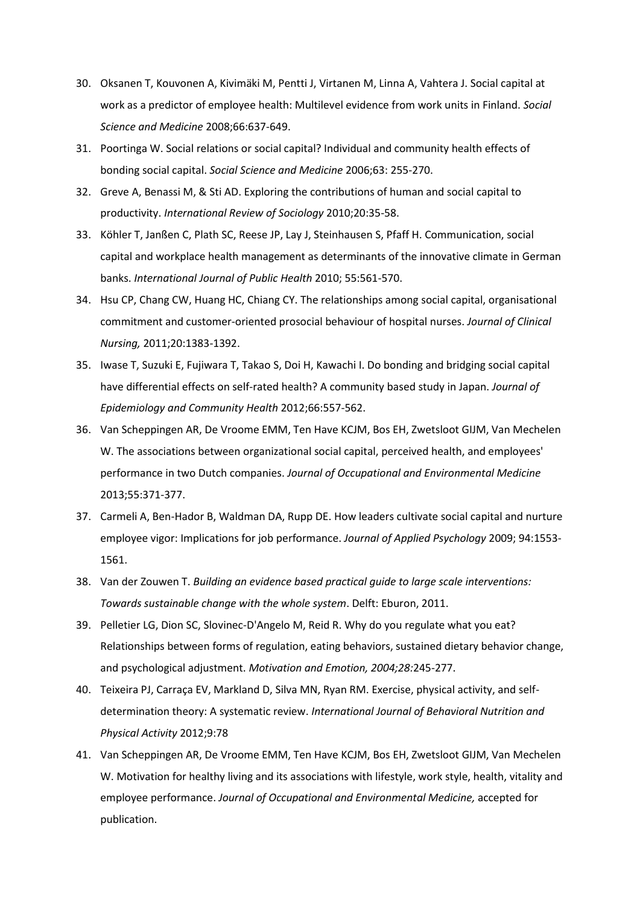30. Oksanen T, Kouvonen A, Kivimäki M, Pentti J, Virtanen M, Linna A, Vahtera J. Social capital at work as a predictor of employee health: Multilevel evidence from work units in Finland. *Social Science and Medicine* 2008;66:637-649.
31. Poortinga W. Social relations or social capital? Individual and community health effects of bonding social capital. *Social Science and Medicine* 2006;63: 255-270.
32. Greve A, Benassi M, & Sti AD. Exploring the contributions of human and social capital to productivity. *International Review of Sociology* 2010;20:35-58.
33. Köhler T, Janßen C, Plath SC, Reese JP, Lay J, Steinhausen S, Pfaff H. Communication, social capital and workplace health management as determinants of the innovative climate in German banks. *International Journal of Public Health* 2010; 55:561-570.
34. Hsu CP, Chang CW, Huang HC, Chiang CY. The relationships among social capital, organisational commitment and customer-oriented prosocial behaviour of hospital nurses. *Journal of Clinical Nursing,* 2011;20:1383-1392.
35. Iwase T, Suzuki E, Fujiwara T, Takao S, Doi H, Kawachi I. Do bonding and bridging social capital have differential effects on self-rated health? A community based study in Japan. *Journal of Epidemiology and Community Health* 2012;66:557-562.
36. Van Scheppingen AR, De Vroome EMM, Ten Have KCJM, Bos EH, Zwetsloot GIJM, Van Mechelen W. The associations between organizational social capital, perceived health, and employees' performance in two Dutch companies. *Journal of Occupational and Environmental Medicine* 2013;55:371-377.
37. Carmeli A, Ben-Hador B, Waldman DA, Rupp DE. How leaders cultivate social capital and nurture employee vigor: Implications for job performance. *Journal of Applied Psychology* 2009; 94:1553-1561.
38. Van der Zouwen T. *Building an evidence based practical guide to large scale interventions: Towards sustainable change with the whole system*. Delft: Eburon, 2011.
39. Pelletier LG, Dion SC, Slovinec-D'Angelo M, Reid R. Why do you regulate what you eat? Relationships between forms of regulation, eating behaviors, sustained dietary behavior change, and psychological adjustment. *Motivation and Emotion, 2004;28:*245-277.
40. Teixeira PJ, Carraça EV, Markland D, Silva MN, Ryan RM. Exercise, physical activity, and self-determination theory: A systematic review. *International Journal of Behavioral Nutrition and Physical Activity* 2012;9:78
41. Van Scheppingen AR, De Vroome EMM, Ten Have KCJM, Bos EH, Zwetsloot GIJM, Van Mechelen W. Motivation for healthy living and its associations with lifestyle, work style, health, vitality and employee performance. *Journal of Occupational and Environmental Medicine,* accepted for publication.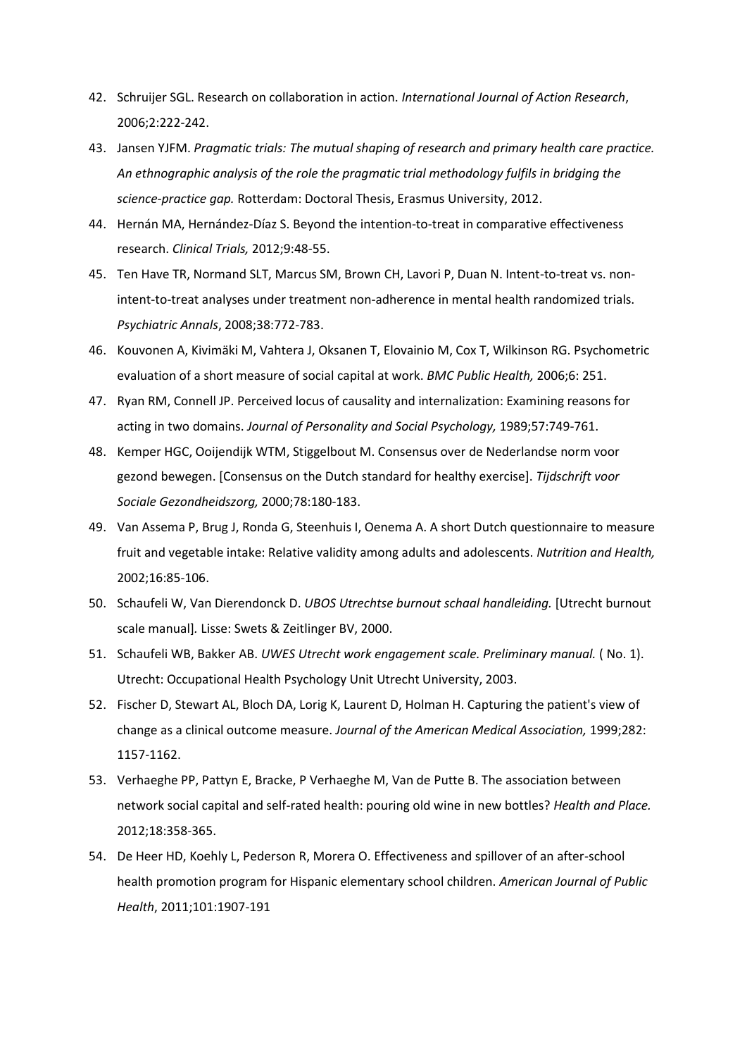42. Schruijer SGL. Research on collaboration in action. *International Journal of Action Research*, 2006;2:222-242.
43. Jansen YJFM. *Pragmatic trials: The mutual shaping of research and primary health care practice. An ethnographic analysis of the role the pragmatic trial methodology fulfils in bridging the science-practice gap.* Rotterdam: Doctoral Thesis, Erasmus University, 2012.
44. Hernán MA, Hernández-Díaz S. Beyond the intention-to-treat in comparative effectiveness research. *Clinical Trials,* 2012;9:48-55.
45. Ten Have TR, Normand SLT, Marcus SM, Brown CH, Lavori P, Duan N. Intent-to-treat vs. non-intent-to-treat analyses under treatment non-adherence in mental health randomized trials. *Psychiatric Annals*, 2008;38:772-783.
46. Kouvonen A, Kivimäki M, Vahtera J, Oksanen T, Elovainio M, Cox T, Wilkinson RG. Psychometric evaluation of a short measure of social capital at work. *BMC Public Health,* 2006;6: 251.
47. Ryan RM, Connell JP. Perceived locus of causality and internalization: Examining reasons for acting in two domains. *Journal of Personality and Social Psychology,* 1989;57:749-761.
48. Kemper HGC, Ooijendijk WTM, Stiggelbout M. Consensus over de Nederlandse norm voor gezond bewegen. [Consensus on the Dutch standard for healthy exercise]. *Tijdschrift voor Sociale Gezondheidszorg,* 2000;78:180-183.
49. Van Assema P, Brug J, Ronda G, Steenhuis I, Oenema A. A short Dutch questionnaire to measure fruit and vegetable intake: Relative validity among adults and adolescents. *Nutrition and Health,* 2002;16:85-106.
50. Schaufeli W, Van Dierendonck D. *UBOS Utrechtse burnout schaal handleiding.* [Utrecht burnout scale manual]. Lisse: Swets & Zeitlinger BV, 2000.
51. Schaufeli WB, Bakker AB. *UWES Utrecht work engagement scale. Preliminary manual.* ( No. 1). Utrecht: Occupational Health Psychology Unit Utrecht University, 2003.
52. Fischer D, Stewart AL, Bloch DA, Lorig K, Laurent D, Holman H. Capturing the patient's view of change as a clinical outcome measure. *Journal of the American Medical Association,* 1999;282: 1157-1162.
53. Verhaeghe PP, Pattyn E, Bracke, P Verhaeghe M, Van de Putte B. The association between network social capital and self-rated health: pouring old wine in new bottles? *Health and Place.* 2012;18:358-365.
54. De Heer HD, Koehly L, Pederson R, Morera O. Effectiveness and spillover of an after-school health promotion program for Hispanic elementary school children. *American Journal of Public Health*, 2011;101:1907-191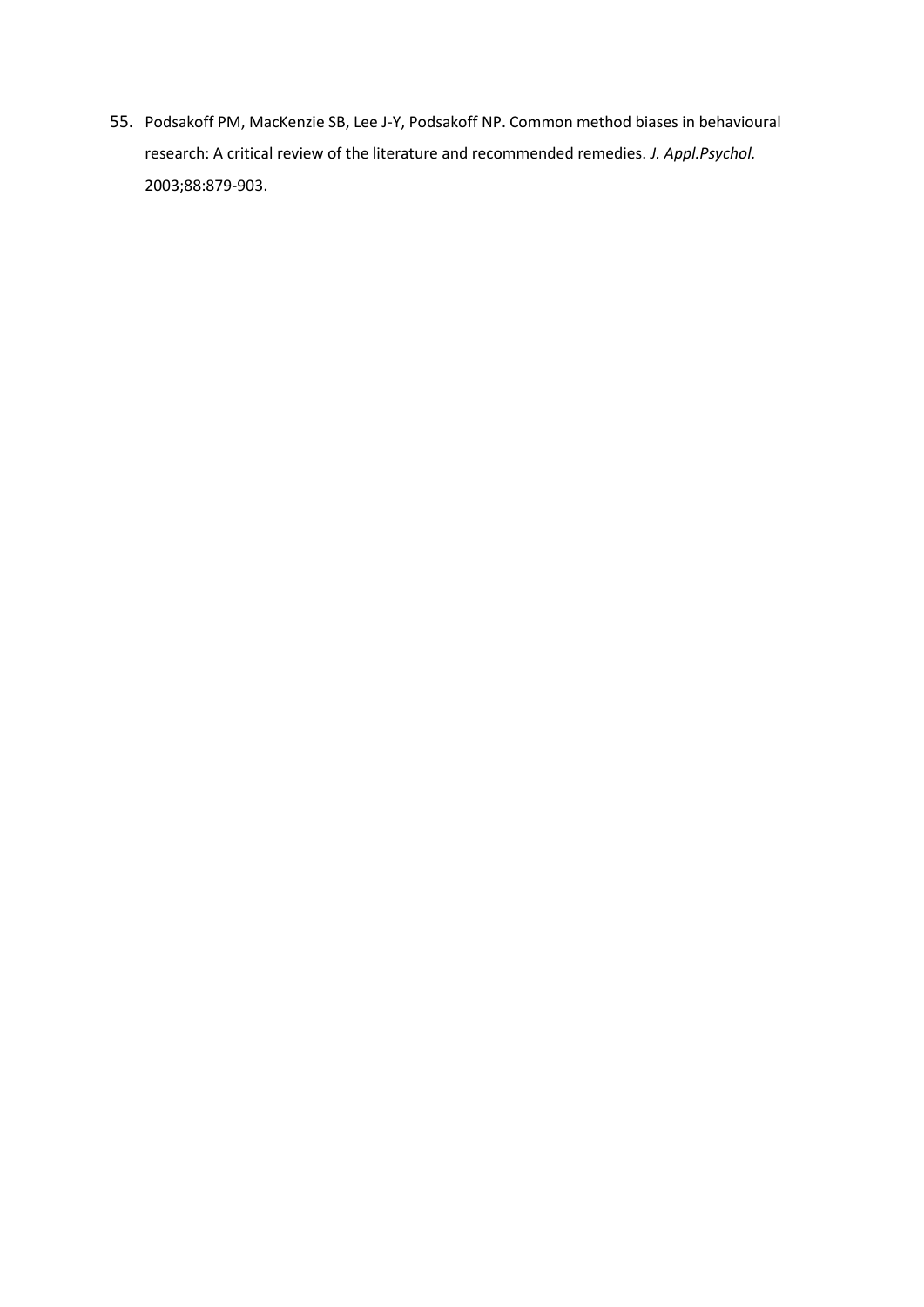55. Podsakoff PM, MacKenzie SB, Lee J-Y, Podsakoff NP. Common method biases in behavioural research: A critical review of the literature and recommended remedies. *J. Appl.Psychol.* 2003;88:879-903.